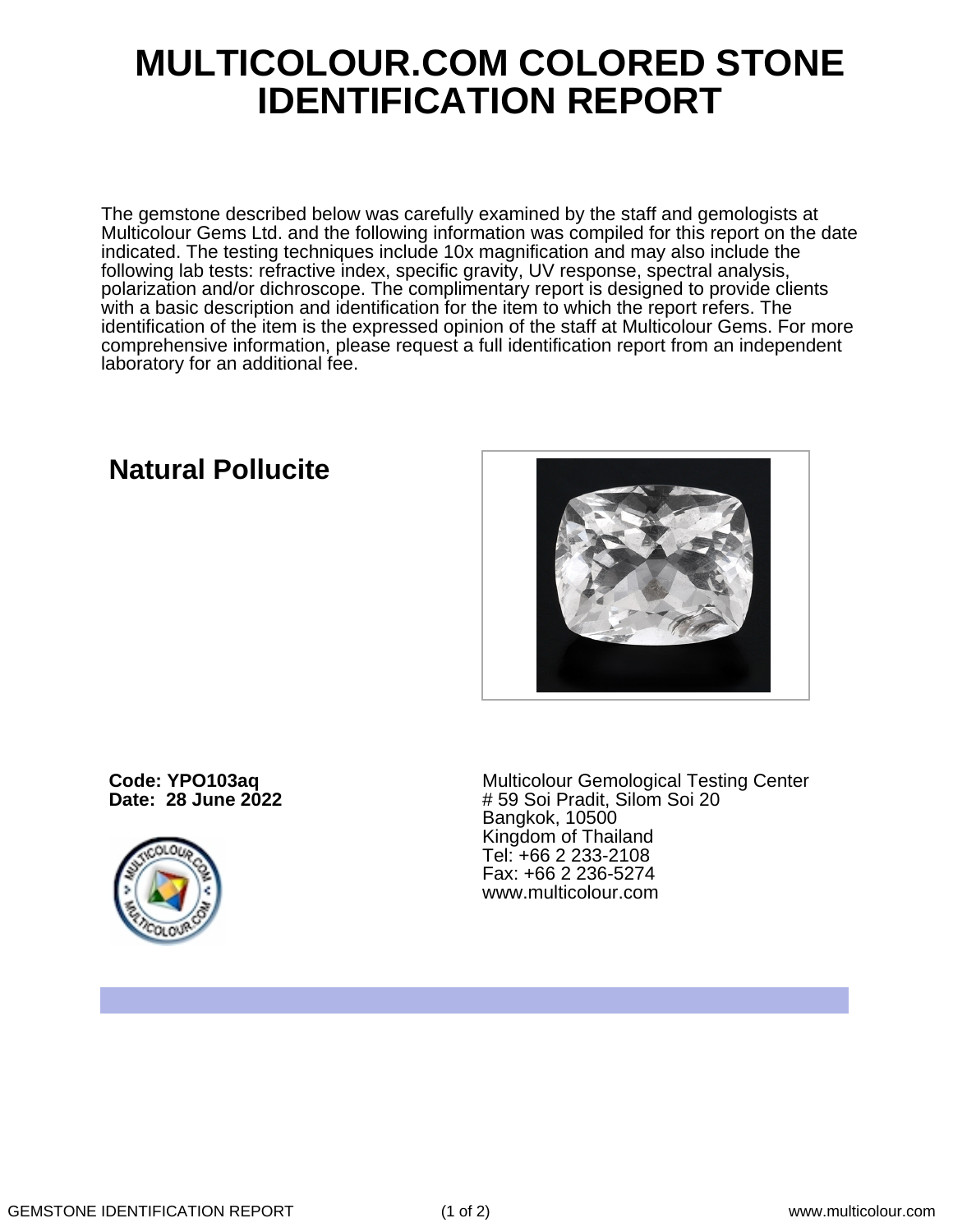# MULTICOLOUR.COM COLORED STONE IDENTIFICATION REPORT

The gemstone described below was carefully examined by the staff and gemologists at Multicolour Gems Ltd. and the following information was compiled for this report on the date indicated. The testing techniques include 10x magnification and may also include the following lab tests: refractive index, specific gravity, UV response, spectral analysis, polarization and/or dichroscope. The complimentary report is designed to provide clients with a basic description and identification for the item to which the report refers. The identification of the item is the expressed opinion of the staff at Multicolour Gems. For more comprehensive information, please request a full identification report from an independent laboratory for an additional fee.

## Natural Pollucite

**Code: YPO103aq**
**Date: 28 June 2022**

Multicolour Gemological Testing Center
# 59 Soi Pradit, Silom Soi 20
Bangkok, 10500
Kingdom of Thailand
Tel: +66 2 233-2108
Fax: +66 2 236-5274
www.multicolour.com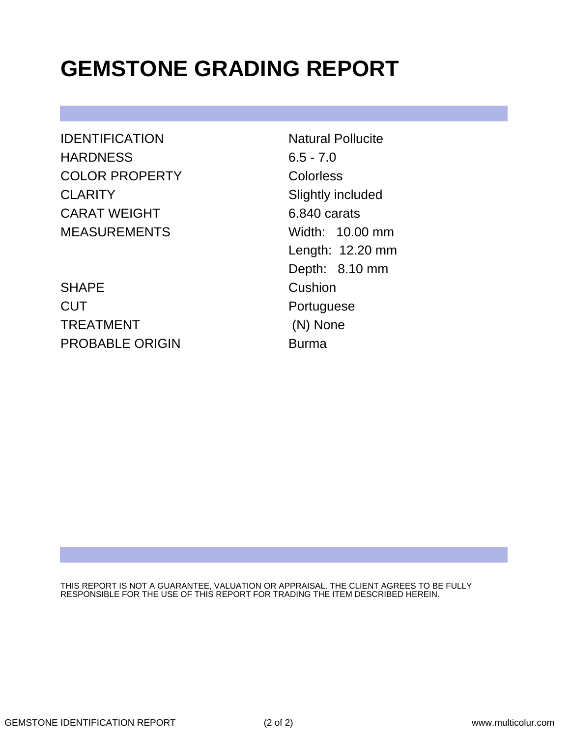# GEMSTONE GRADING REPORT

| | |
|---|---|
| IDENTIFICATION | Natural Pollucite |
| HARDNESS | 6.5 - 7.0 |
| COLOR PROPERTY | Colorless |
| CLARITY | Slightly included |
| CARAT WEIGHT | 6.840 carats |
| MEASUREMENTS | Width: 10.00 mm |
| | Length: 12.20 mm |
| | Depth: 8.10 mm |
| SHAPE | Cushion |
| CUT | Portuguese |
| TREATMENT | (N) None |
| PROBABLE ORIGIN | Burma |

THIS REPORT IS NOT A GUARANTEE, VALUATION OR APPRAISAL. THE CLIENT AGREES TO BE FULLY RESPONSIBLE FOR THE USE OF THIS REPORT FOR TRADING THE ITEM DESCRIBED HEREIN.